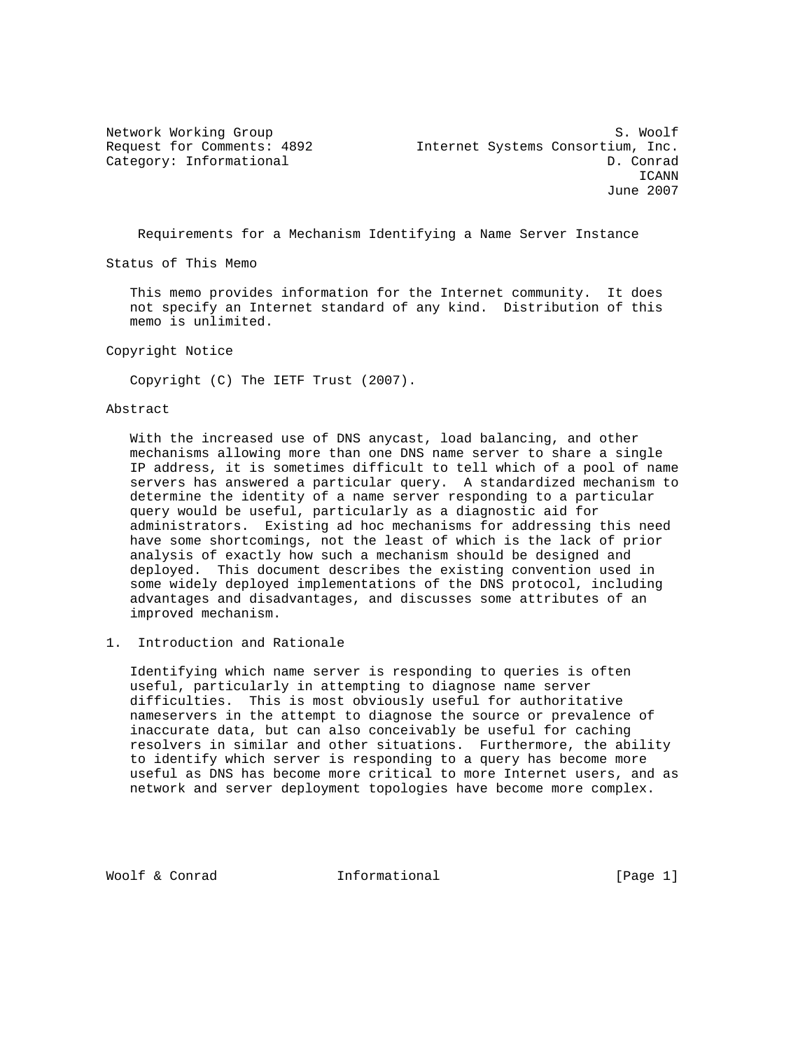Network Working Group S. Woolf
Request for Comments: 4892 Internet Systems Consortium, Inc.
Category: Informational D. Conrad
ICANN
June 2007

# Requirements for a Mechanism Identifying a Name Server Instance

## Status of This Memo

This memo provides information for the Internet community. It does not specify an Internet standard of any kind. Distribution of this memo is unlimited.

## Copyright Notice

Copyright (C) The IETF Trust (2007).

## Abstract

With the increased use of DNS anycast, load balancing, and other mechanisms allowing more than one DNS name server to share a single IP address, it is sometimes difficult to tell which of a pool of name servers has answered a particular query. A standardized mechanism to determine the identity of a name server responding to a particular query would be useful, particularly as a diagnostic aid for administrators. Existing ad hoc mechanisms for addressing this need have some shortcomings, not the least of which is the lack of prior analysis of exactly how such a mechanism should be designed and deployed. This document describes the existing convention used in some widely deployed implementations of the DNS protocol, including advantages and disadvantages, and discusses some attributes of an improved mechanism.

## 1. Introduction and Rationale

Identifying which name server is responding to queries is often useful, particularly in attempting to diagnose name server difficulties. This is most obviously useful for authoritative nameservers in the attempt to diagnose the source or prevalence of inaccurate data, but can also conceivably be useful for caching resolvers in similar and other situations. Furthermore, the ability to identify which server is responding to a query has become more useful as DNS has become more critical to more Internet users, and as network and server deployment topologies have become more complex.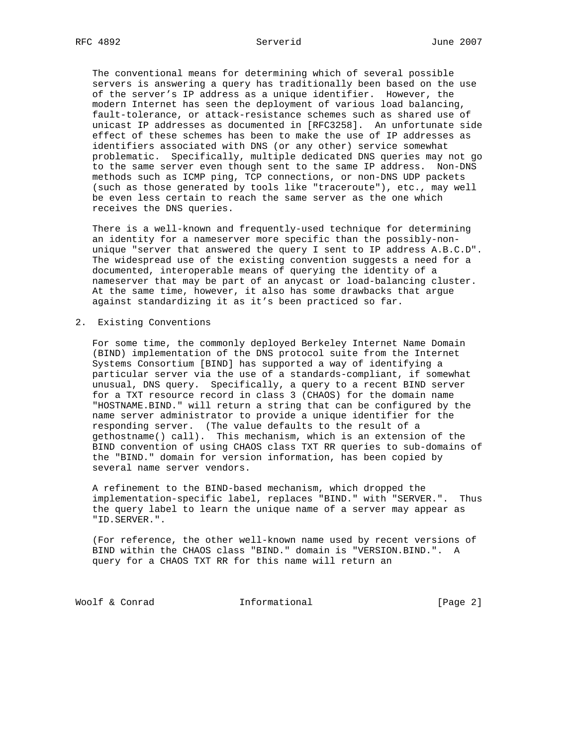The conventional means for determining which of several possible servers is answering a query has traditionally been based on the use of the server's IP address as a unique identifier. However, the modern Internet has seen the deployment of various load balancing, fault-tolerance, or attack-resistance schemes such as shared use of unicast IP addresses as documented in [RFC3258]. An unfortunate side effect of these schemes has been to make the use of IP addresses as identifiers associated with DNS (or any other) service somewhat problematic. Specifically, multiple dedicated DNS queries may not go to the same server even though sent to the same IP address. Non-DNS methods such as ICMP ping, TCP connections, or non-DNS UDP packets (such as those generated by tools like "traceroute"), etc., may well be even less certain to reach the same server as the one which receives the DNS queries.

There is a well-known and frequently-used technique for determining an identity for a nameserver more specific than the possibly-non-unique "server that answered the query I sent to IP address A.B.C.D". The widespread use of the existing convention suggests a need for a documented, interoperable means of querying the identity of a nameserver that may be part of an anycast or load-balancing cluster. At the same time, however, it also has some drawbacks that argue against standardizing it as it's been practiced so far.

## 2. Existing Conventions

For some time, the commonly deployed Berkeley Internet Name Domain (BIND) implementation of the DNS protocol suite from the Internet Systems Consortium [BIND] has supported a way of identifying a particular server via the use of a standards-compliant, if somewhat unusual, DNS query. Specifically, a query to a recent BIND server for a TXT resource record in class 3 (CHAOS) for the domain name "HOSTNAME.BIND." will return a string that can be configured by the name server administrator to provide a unique identifier for the responding server. (The value defaults to the result of a gethostname() call). This mechanism, which is an extension of the BIND convention of using CHAOS class TXT RR queries to sub-domains of the "BIND." domain for version information, has been copied by several name server vendors.

A refinement to the BIND-based mechanism, which dropped the implementation-specific label, replaces "BIND." with "SERVER.". Thus the query label to learn the unique name of a server may appear as "ID.SERVER.".

(For reference, the other well-known name used by recent versions of BIND within the CHAOS class "BIND." domain is "VERSION.BIND.". A query for a CHAOS TXT RR for this name will return an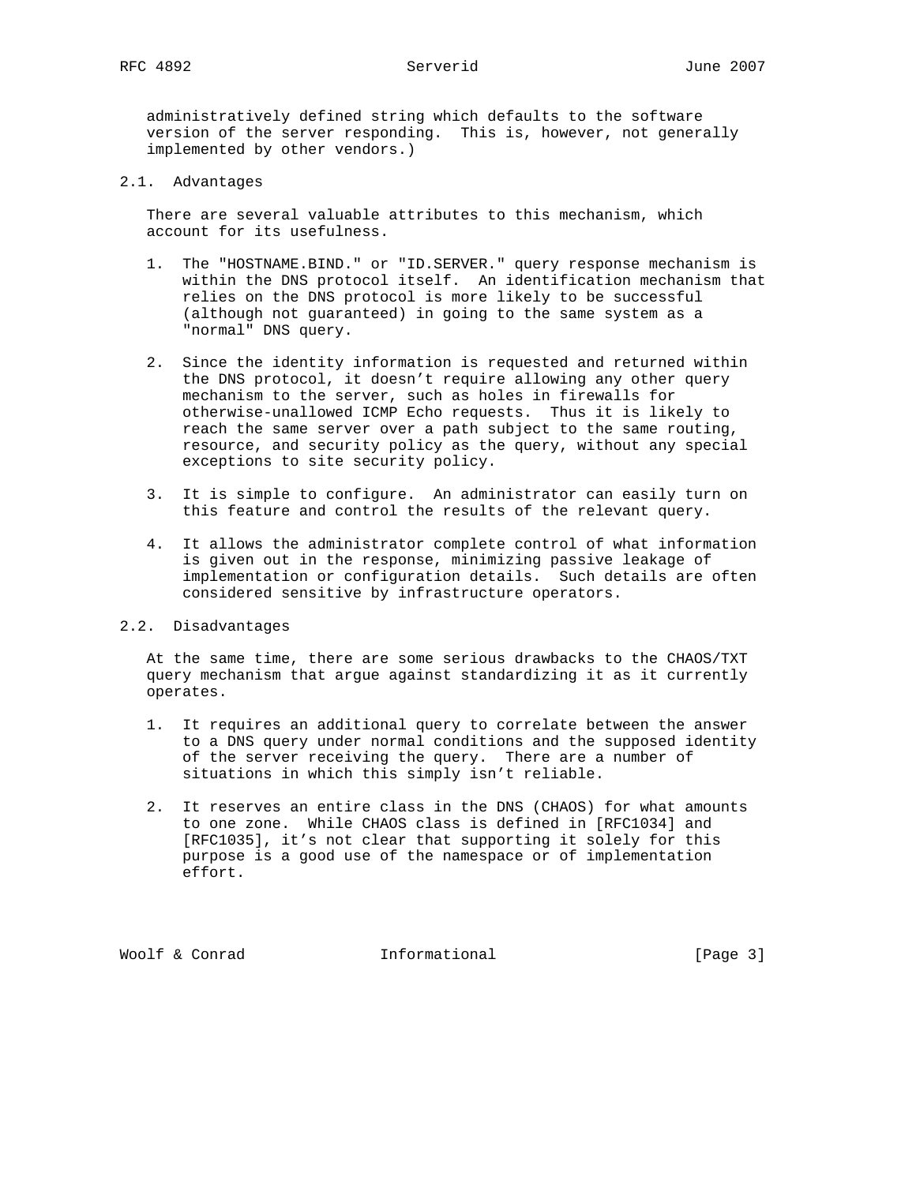administratively defined string which defaults to the software version of the server responding. This is, however, not generally implemented by other vendors.)

### 2.1. Advantages

There are several valuable attributes to this mechanism, which account for its usefulness.

1. The "HOSTNAME.BIND." or "ID.SERVER." query response mechanism is within the DNS protocol itself. An identification mechanism that relies on the DNS protocol is more likely to be successful (although not guaranteed) in going to the same system as a "normal" DNS query.

2. Since the identity information is requested and returned within the DNS protocol, it doesn't require allowing any other query mechanism to the server, such as holes in firewalls for otherwise-unallowed ICMP Echo requests. Thus it is likely to reach the same server over a path subject to the same routing, resource, and security policy as the query, without any special exceptions to site security policy.

3. It is simple to configure. An administrator can easily turn on this feature and control the results of the relevant query.

4. It allows the administrator complete control of what information is given out in the response, minimizing passive leakage of implementation or configuration details. Such details are often considered sensitive by infrastructure operators.

### 2.2. Disadvantages

At the same time, there are some serious drawbacks to the CHAOS/TXT query mechanism that argue against standardizing it as it currently operates.

1. It requires an additional query to correlate between the answer to a DNS query under normal conditions and the supposed identity of the server receiving the query. There are a number of situations in which this simply isn't reliable.

2. It reserves an entire class in the DNS (CHAOS) for what amounts to one zone. While CHAOS class is defined in [RFC1034] and [RFC1035], it's not clear that supporting it solely for this purpose is a good use of the namespace or of implementation effort.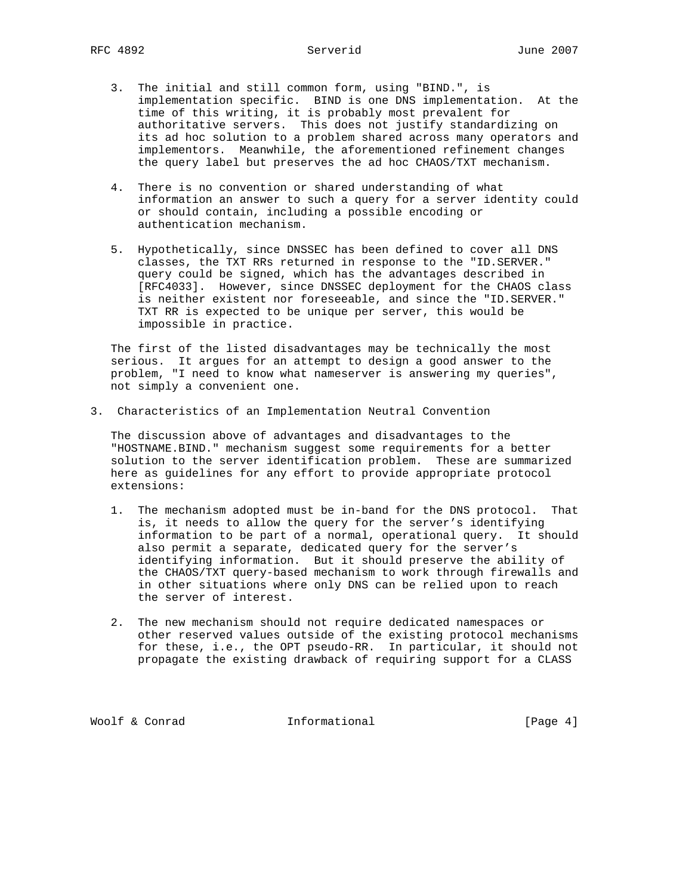3. The initial and still common form, using "BIND.", is implementation specific. BIND is one DNS implementation. At the time of this writing, it is probably most prevalent for authoritative servers. This does not justify standardizing on its ad hoc solution to a problem shared across many operators and implementors. Meanwhile, the aforementioned refinement changes the query label but preserves the ad hoc CHAOS/TXT mechanism.

4. There is no convention or shared understanding of what information an answer to such a query for a server identity could or should contain, including a possible encoding or authentication mechanism.

5. Hypothetically, since DNSSEC has been defined to cover all DNS classes, the TXT RRs returned in response to the "ID.SERVER." query could be signed, which has the advantages described in [RFC4033]. However, since DNSSEC deployment for the CHAOS class is neither existent nor foreseeable, and since the "ID.SERVER." TXT RR is expected to be unique per server, this would be impossible in practice.

The first of the listed disadvantages may be technically the most serious. It argues for an attempt to design a good answer to the problem, "I need to know what nameserver is answering my queries", not simply a convenient one.

## 3. Characteristics of an Implementation Neutral Convention

The discussion above of advantages and disadvantages to the "HOSTNAME.BIND." mechanism suggest some requirements for a better solution to the server identification problem. These are summarized here as guidelines for any effort to provide appropriate protocol extensions:

1. The mechanism adopted must be in-band for the DNS protocol. That is, it needs to allow the query for the server's identifying information to be part of a normal, operational query. It should also permit a separate, dedicated query for the server's identifying information. But it should preserve the ability of the CHAOS/TXT query-based mechanism to work through firewalls and in other situations where only DNS can be relied upon to reach the server of interest.

2. The new mechanism should not require dedicated namespaces or other reserved values outside of the existing protocol mechanisms for these, i.e., the OPT pseudo-RR. In particular, it should not propagate the existing drawback of requiring support for a CLASS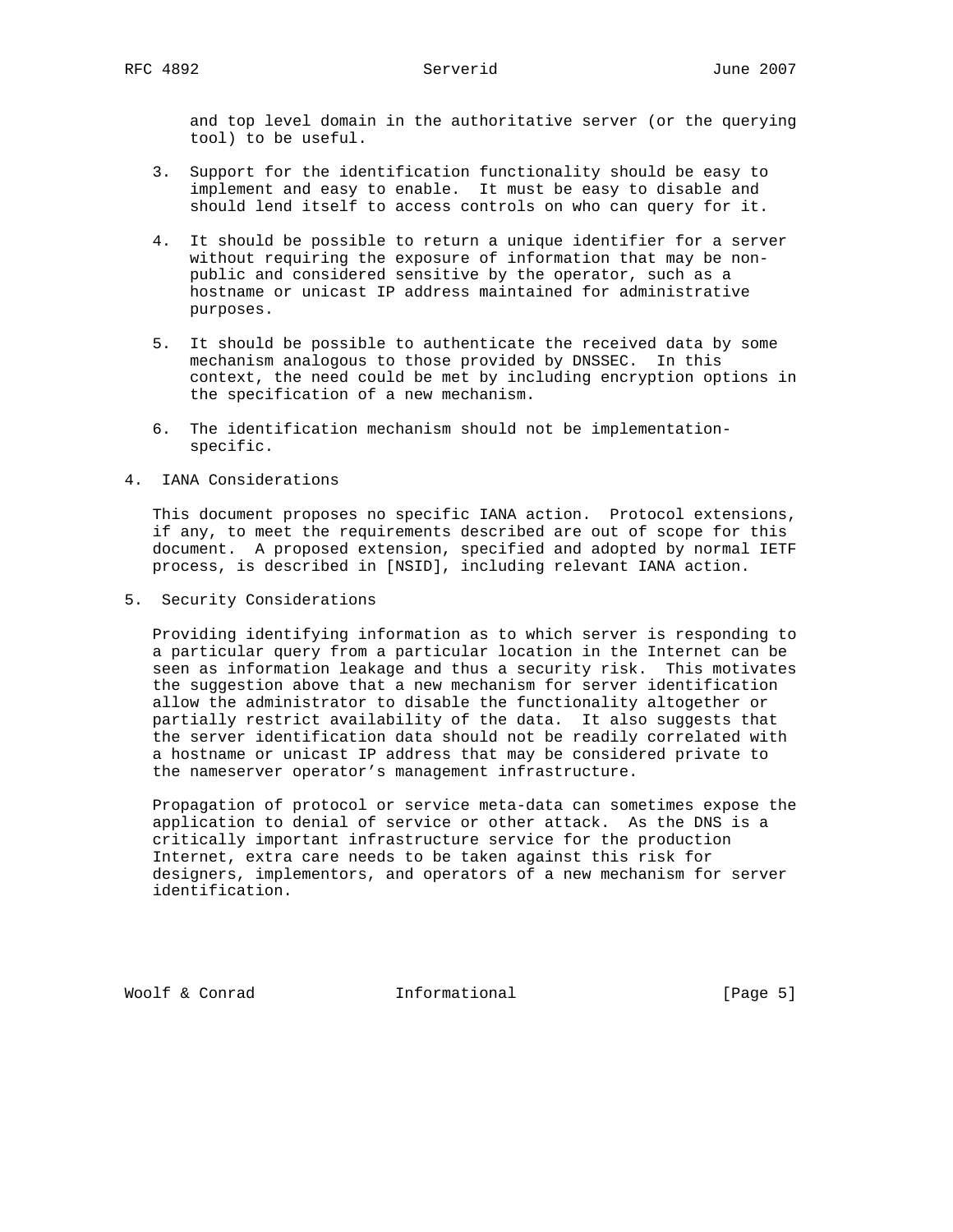and top level domain in the authoritative server (or the querying tool) to be useful.

3. Support for the identification functionality should be easy to implement and easy to enable. It must be easy to disable and should lend itself to access controls on who can query for it.

4. It should be possible to return a unique identifier for a server without requiring the exposure of information that may be non-public and considered sensitive by the operator, such as a hostname or unicast IP address maintained for administrative purposes.

5. It should be possible to authenticate the received data by some mechanism analogous to those provided by DNSSEC. In this context, the need could be met by including encryption options in the specification of a new mechanism.

6. The identification mechanism should not be implementation-specific.

## 4. IANA Considerations

This document proposes no specific IANA action. Protocol extensions, if any, to meet the requirements described are out of scope for this document. A proposed extension, specified and adopted by normal IETF process, is described in [NSID], including relevant IANA action.

## 5. Security Considerations

Providing identifying information as to which server is responding to a particular query from a particular location in the Internet can be seen as information leakage and thus a security risk. This motivates the suggestion above that a new mechanism for server identification allow the administrator to disable the functionality altogether or partially restrict availability of the data. It also suggests that the server identification data should not be readily correlated with a hostname or unicast IP address that may be considered private to the nameserver operator's management infrastructure.

Propagation of protocol or service meta-data can sometimes expose the application to denial of service or other attack. As the DNS is a critically important infrastructure service for the production Internet, extra care needs to be taken against this risk for designers, implementors, and operators of a new mechanism for server identification.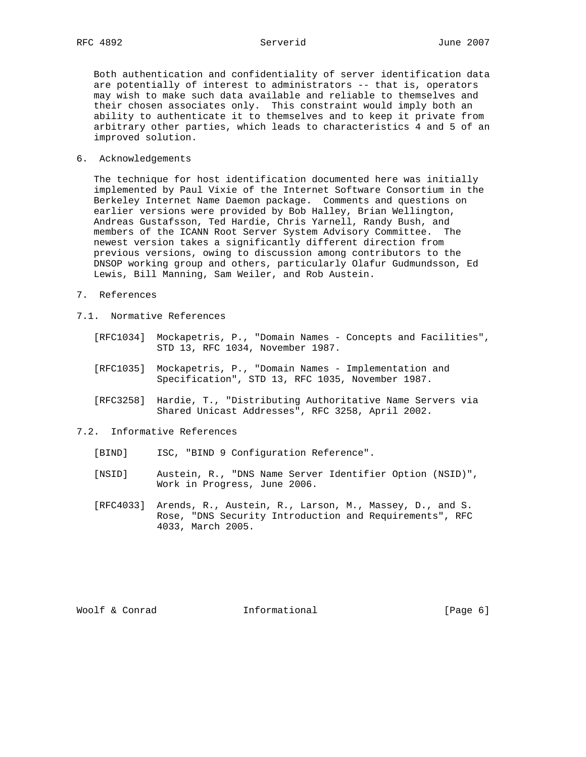Both authentication and confidentiality of server identification data are potentially of interest to administrators -- that is, operators may wish to make such data available and reliable to themselves and their chosen associates only. This constraint would imply both an ability to authenticate it to themselves and to keep it private from arbitrary other parties, which leads to characteristics 4 and 5 of an improved solution.

## 6. Acknowledgements

The technique for host identification documented here was initially implemented by Paul Vixie of the Internet Software Consortium in the Berkeley Internet Name Daemon package. Comments and questions on earlier versions were provided by Bob Halley, Brian Wellington, Andreas Gustafsson, Ted Hardie, Chris Yarnell, Randy Bush, and members of the ICANN Root Server System Advisory Committee. The newest version takes a significantly different direction from previous versions, owing to discussion among contributors to the DNSOP working group and others, particularly Olafur Gudmundsson, Ed Lewis, Bill Manning, Sam Weiler, and Rob Austein.

## 7. References

### 7.1. Normative References

[RFC1034] Mockapetris, P., "Domain Names - Concepts and Facilities", STD 13, RFC 1034, November 1987.

[RFC1035] Mockapetris, P., "Domain Names - Implementation and Specification", STD 13, RFC 1035, November 1987.

[RFC3258] Hardie, T., "Distributing Authoritative Name Servers via Shared Unicast Addresses", RFC 3258, April 2002.

### 7.2. Informative References

[BIND] ISC, "BIND 9 Configuration Reference".

[NSID] Austein, R., "DNS Name Server Identifier Option (NSID)", Work in Progress, June 2006.

[RFC4033] Arends, R., Austein, R., Larson, M., Massey, D., and S. Rose, "DNS Security Introduction and Requirements", RFC 4033, March 2005.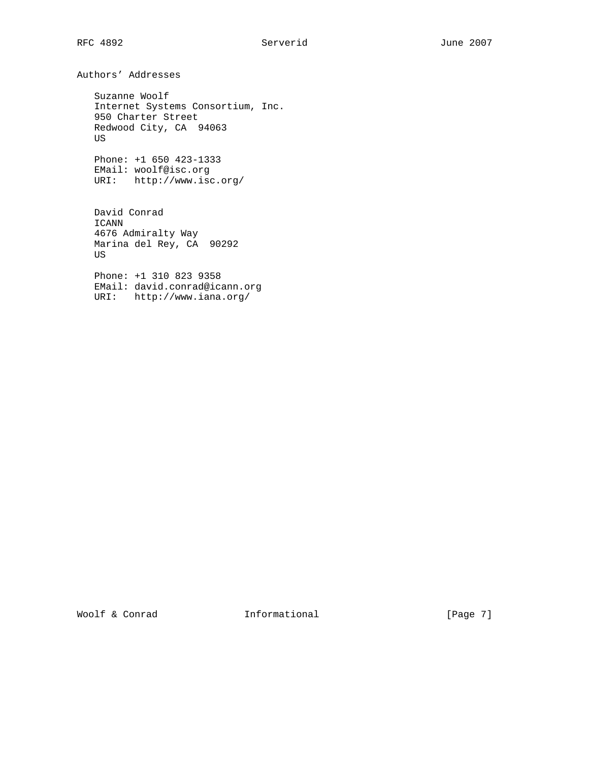## Authors' Addresses

Suzanne Woolf
Internet Systems Consortium, Inc.
950 Charter Street
Redwood City, CA 94063
US

Phone: +1 650 423-1333
EMail: woolf@isc.org
URI: http://www.isc.org/

David Conrad
ICANN
4676 Admiralty Way
Marina del Rey, CA 90292
US

Phone: +1 310 823 9358
EMail: david.conrad@icann.org
URI: http://www.iana.org/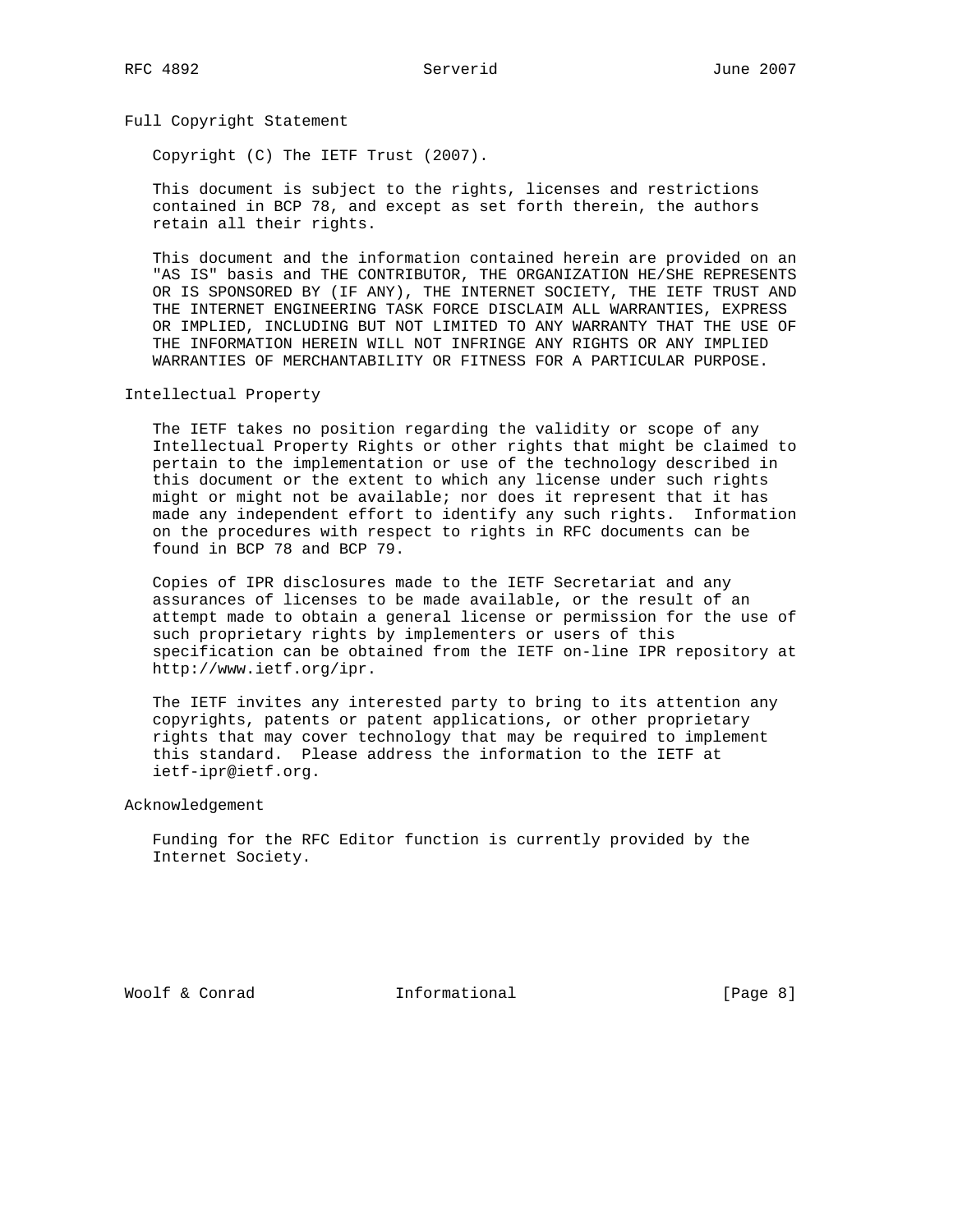## Full Copyright Statement

Copyright (C) The IETF Trust (2007).

This document is subject to the rights, licenses and restrictions contained in BCP 78, and except as set forth therein, the authors retain all their rights.

This document and the information contained herein are provided on an "AS IS" basis and THE CONTRIBUTOR, THE ORGANIZATION HE/SHE REPRESENTS OR IS SPONSORED BY (IF ANY), THE INTERNET SOCIETY, THE IETF TRUST AND THE INTERNET ENGINEERING TASK FORCE DISCLAIM ALL WARRANTIES, EXPRESS OR IMPLIED, INCLUDING BUT NOT LIMITED TO ANY WARRANTY THAT THE USE OF THE INFORMATION HEREIN WILL NOT INFRINGE ANY RIGHTS OR ANY IMPLIED WARRANTIES OF MERCHANTABILITY OR FITNESS FOR A PARTICULAR PURPOSE.

## Intellectual Property

The IETF takes no position regarding the validity or scope of any Intellectual Property Rights or other rights that might be claimed to pertain to the implementation or use of the technology described in this document or the extent to which any license under such rights might or might not be available; nor does it represent that it has made any independent effort to identify any such rights. Information on the procedures with respect to rights in RFC documents can be found in BCP 78 and BCP 79.

Copies of IPR disclosures made to the IETF Secretariat and any assurances of licenses to be made available, or the result of an attempt made to obtain a general license or permission for the use of such proprietary rights by implementers or users of this specification can be obtained from the IETF on-line IPR repository at http://www.ietf.org/ipr.

The IETF invites any interested party to bring to its attention any copyrights, patents or patent applications, or other proprietary rights that may cover technology that may be required to implement this standard. Please address the information to the IETF at ietf-ipr@ietf.org.

## Acknowledgement

Funding for the RFC Editor function is currently provided by the Internet Society.